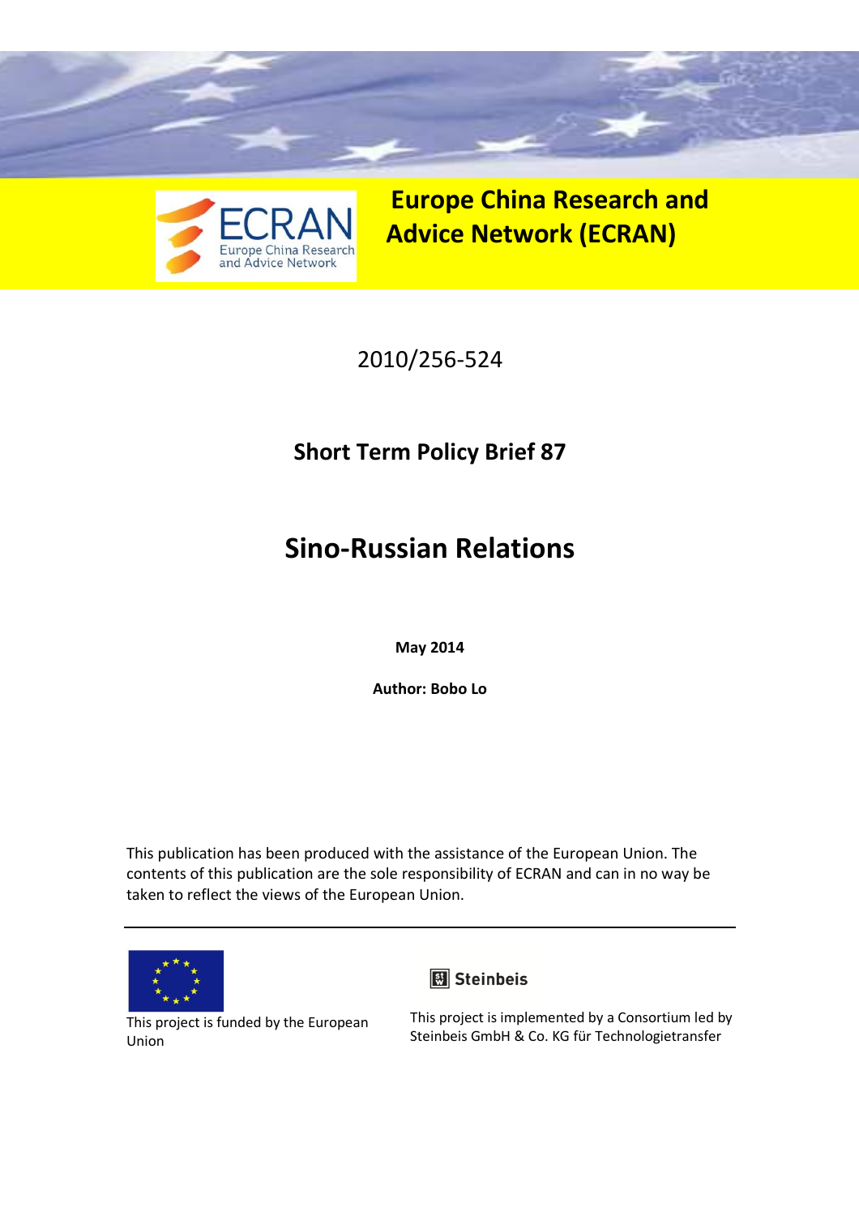# Europe China Research and Advice Network (ECRAN)

2010/256-524

## Short Term Policy Brief 87

# Sino-Russian Relations

**May 2014**

**Author: Bobo Lo**

This publication has been produced with the assistance of the European Union. The contents of this publication are the sole responsibility of ECRAN and can in no way be taken to reflect the views of the European Union.

---

This project is funded by the European Union

Steinbeis

This project is implemented by a Consortium led by Steinbeis GmbH & Co. KG für Technologietransfer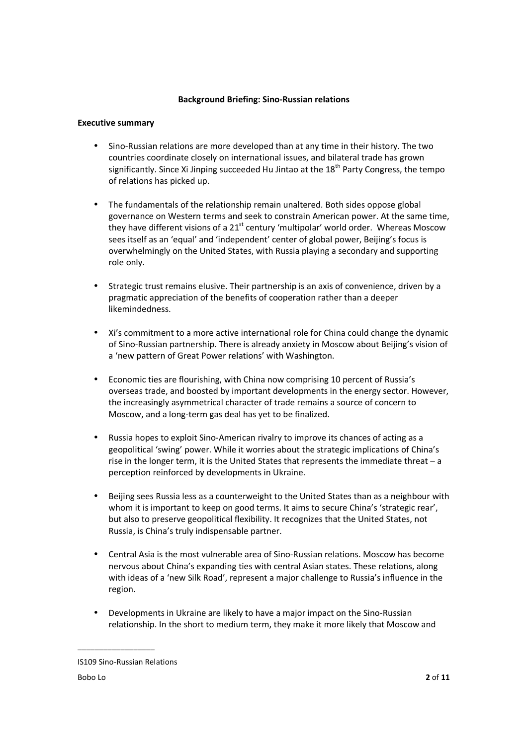**Background Briefing: Sino-Russian relations**

**Executive summary**

- Sino-Russian relations are more developed than at any time in their history. The two countries coordinate closely on international issues, and bilateral trade has grown significantly. Since Xi Jinping succeeded Hu Jintao at the 18th Party Congress, the tempo of relations has picked up.

- The fundamentals of the relationship remain unaltered. Both sides oppose global governance on Western terms and seek to constrain American power. At the same time, they have different visions of a 21st century 'multipolar' world order. Whereas Moscow sees itself as an 'equal' and 'independent' center of global power, Beijing's focus is overwhelmingly on the United States, with Russia playing a secondary and supporting role only.

- Strategic trust remains elusive. Their partnership is an axis of convenience, driven by a pragmatic appreciation of the benefits of cooperation rather than a deeper likemindedness.

- Xi's commitment to a more active international role for China could change the dynamic of Sino-Russian partnership. There is already anxiety in Moscow about Beijing's vision of a 'new pattern of Great Power relations' with Washington.

- Economic ties are flourishing, with China now comprising 10 percent of Russia's overseas trade, and boosted by important developments in the energy sector. However, the increasingly asymmetrical character of trade remains a source of concern to Moscow, and a long-term gas deal has yet to be finalized.

- Russia hopes to exploit Sino-American rivalry to improve its chances of acting as a geopolitical 'swing' power. While it worries about the strategic implications of China's rise in the longer term, it is the United States that represents the immediate threat – a perception reinforced by developments in Ukraine.

- Beijing sees Russia less as a counterweight to the United States than as a neighbour with whom it is important to keep on good terms. It aims to secure China's 'strategic rear', but also to preserve geopolitical flexibility. It recognizes that the United States, not Russia, is China's truly indispensable partner.

- Central Asia is the most vulnerable area of Sino-Russian relations. Moscow has become nervous about China's expanding ties with central Asian states. These relations, along with ideas of a 'new Silk Road', represent a major challenge to Russia's influence in the region.

- Developments in Ukraine are likely to have a major impact on the Sino-Russian relationship. In the short to medium term, they make it more likely that Moscow and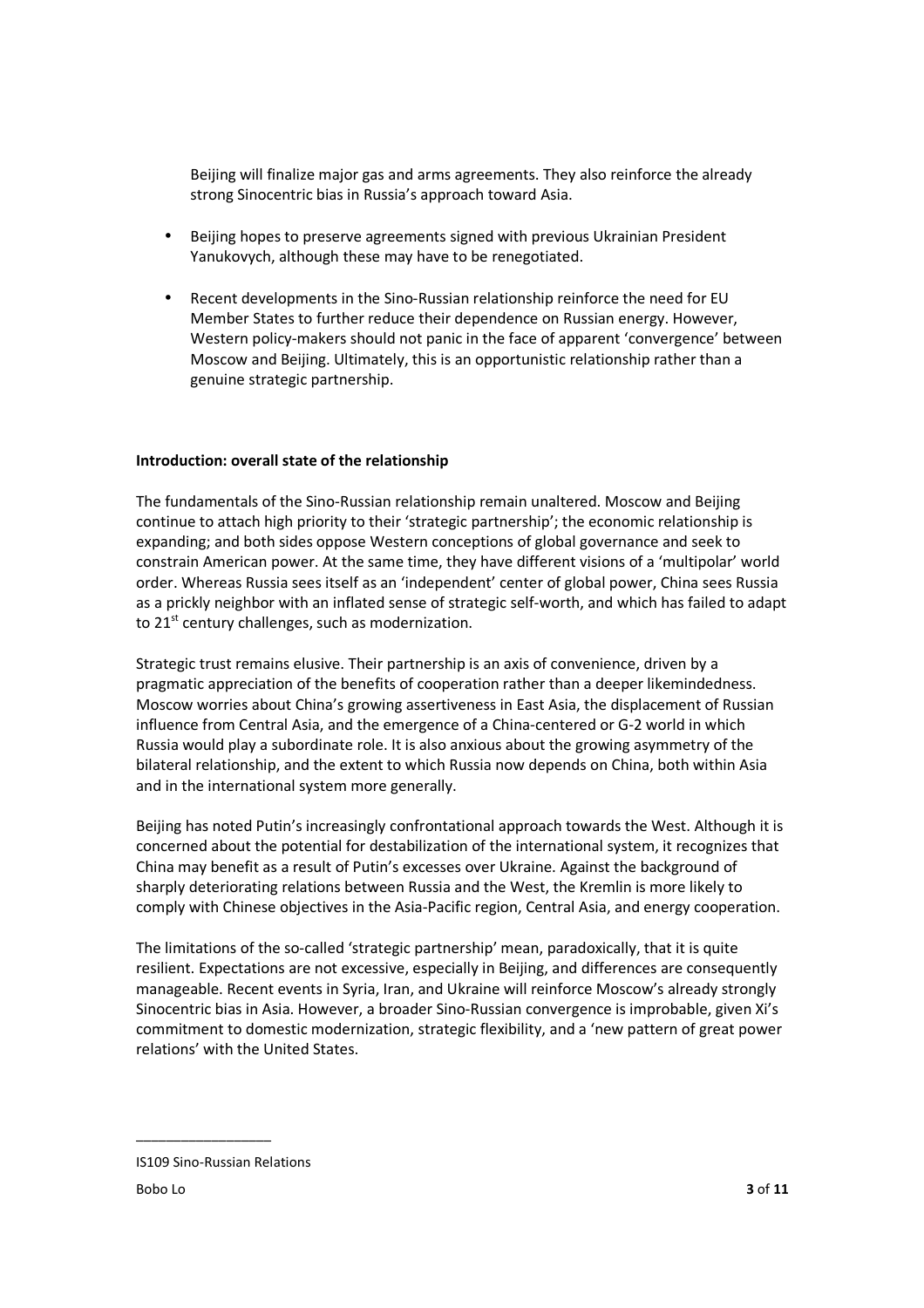Beijing will finalize major gas and arms agreements. They also reinforce the already strong Sinocentric bias in Russia's approach toward Asia.

- Beijing hopes to preserve agreements signed with previous Ukrainian President Yanukovych, although these may have to be renegotiated.
- Recent developments in the Sino-Russian relationship reinforce the need for EU Member States to further reduce their dependence on Russian energy. However, Western policy-makers should not panic in the face of apparent 'convergence' between Moscow and Beijing. Ultimately, this is an opportunistic relationship rather than a genuine strategic partnership.

**Introduction: overall state of the relationship**

The fundamentals of the Sino-Russian relationship remain unaltered. Moscow and Beijing continue to attach high priority to their 'strategic partnership'; the economic relationship is expanding; and both sides oppose Western conceptions of global governance and seek to constrain American power. At the same time, they have different visions of a 'multipolar' world order. Whereas Russia sees itself as an 'independent' center of global power, China sees Russia as a prickly neighbor with an inflated sense of strategic self-worth, and which has failed to adapt to 21st century challenges, such as modernization.

Strategic trust remains elusive. Their partnership is an axis of convenience, driven by a pragmatic appreciation of the benefits of cooperation rather than a deeper likemindedness. Moscow worries about China's growing assertiveness in East Asia, the displacement of Russian influence from Central Asia, and the emergence of a China-centered or G-2 world in which Russia would play a subordinate role. It is also anxious about the growing asymmetry of the bilateral relationship, and the extent to which Russia now depends on China, both within Asia and in the international system more generally.

Beijing has noted Putin's increasingly confrontational approach towards the West. Although it is concerned about the potential for destabilization of the international system, it recognizes that China may benefit as a result of Putin's excesses over Ukraine. Against the background of sharply deteriorating relations between Russia and the West, the Kremlin is more likely to comply with Chinese objectives in the Asia-Pacific region, Central Asia, and energy cooperation.

The limitations of the so-called 'strategic partnership' mean, paradoxically, that it is quite resilient. Expectations are not excessive, especially in Beijing, and differences are consequently manageable. Recent events in Syria, Iran, and Ukraine will reinforce Moscow's already strongly Sinocentric bias in Asia. However, a broader Sino-Russian convergence is improbable, given Xi's commitment to domestic modernization, strategic flexibility, and a 'new pattern of great power relations' with the United States.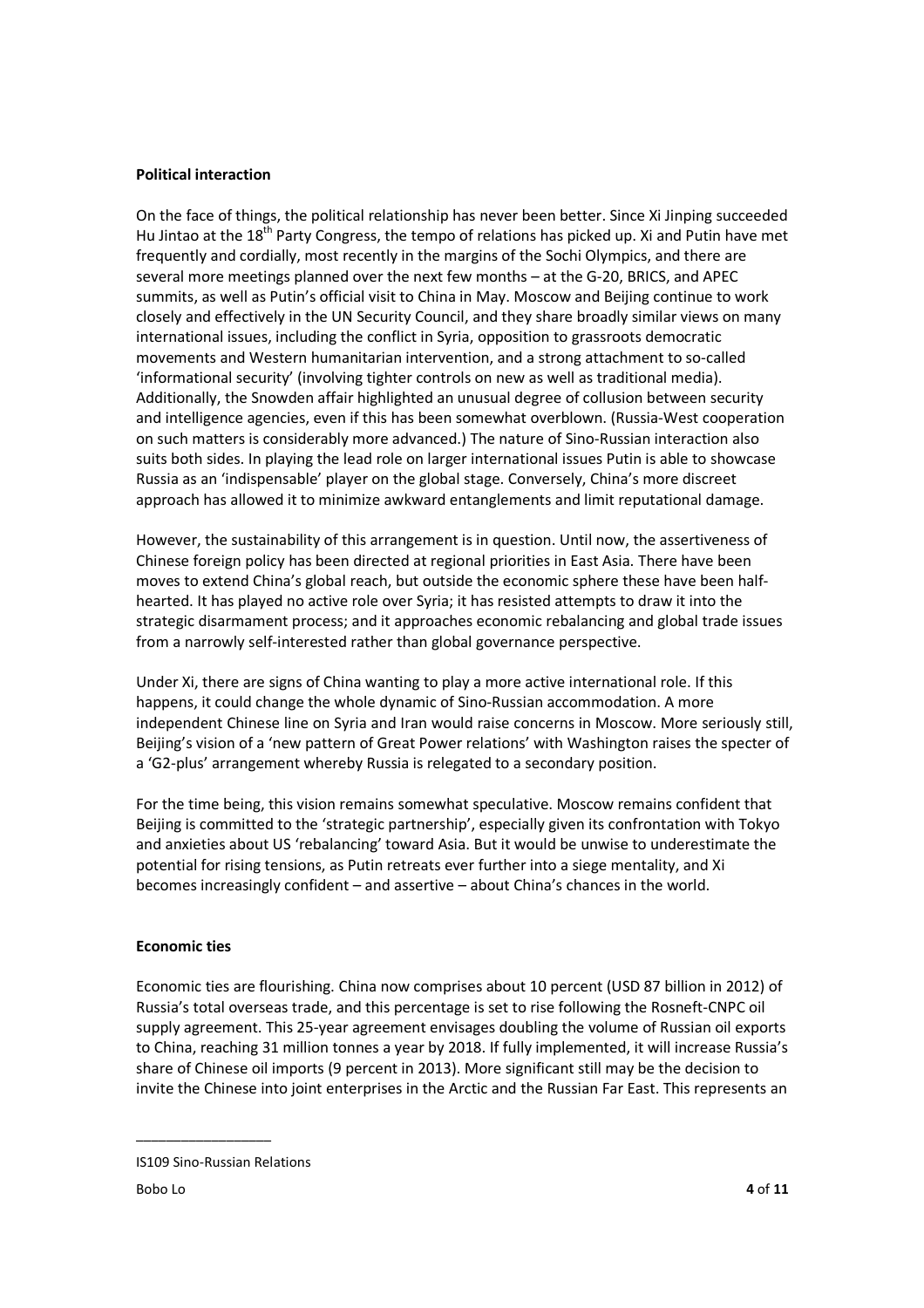**Political interaction**

On the face of things, the political relationship has never been better. Since Xi Jinping succeeded Hu Jintao at the 18th Party Congress, the tempo of relations has picked up. Xi and Putin have met frequently and cordially, most recently in the margins of the Sochi Olympics, and there are several more meetings planned over the next few months – at the G-20, BRICS, and APEC summits, as well as Putin's official visit to China in May. Moscow and Beijing continue to work closely and effectively in the UN Security Council, and they share broadly similar views on many international issues, including the conflict in Syria, opposition to grassroots democratic movements and Western humanitarian intervention, and a strong attachment to so-called 'informational security' (involving tighter controls on new as well as traditional media). Additionally, the Snowden affair highlighted an unusual degree of collusion between security and intelligence agencies, even if this has been somewhat overblown. (Russia-West cooperation on such matters is considerably more advanced.) The nature of Sino-Russian interaction also suits both sides. In playing the lead role on larger international issues Putin is able to showcase Russia as an 'indispensable' player on the global stage. Conversely, China's more discreet approach has allowed it to minimize awkward entanglements and limit reputational damage.

However, the sustainability of this arrangement is in question. Until now, the assertiveness of Chinese foreign policy has been directed at regional priorities in East Asia. There have been moves to extend China's global reach, but outside the economic sphere these have been half-hearted. It has played no active role over Syria; it has resisted attempts to draw it into the strategic disarmament process; and it approaches economic rebalancing and global trade issues from a narrowly self-interested rather than global governance perspective.

Under Xi, there are signs of China wanting to play a more active international role. If this happens, it could change the whole dynamic of Sino-Russian accommodation. A more independent Chinese line on Syria and Iran would raise concerns in Moscow. More seriously still, Beijing's vision of a 'new pattern of Great Power relations' with Washington raises the specter of a 'G2-plus' arrangement whereby Russia is relegated to a secondary position.

For the time being, this vision remains somewhat speculative. Moscow remains confident that Beijing is committed to the 'strategic partnership', especially given its confrontation with Tokyo and anxieties about US 'rebalancing' toward Asia. But it would be unwise to underestimate the potential for rising tensions, as Putin retreats ever further into a siege mentality, and Xi becomes increasingly confident – and assertive – about China's chances in the world.

**Economic ties**

Economic ties are flourishing. China now comprises about 10 percent (USD 87 billion in 2012) of Russia's total overseas trade, and this percentage is set to rise following the Rosneft-CNPC oil supply agreement. This 25-year agreement envisages doubling the volume of Russian oil exports to China, reaching 31 million tonnes a year by 2018. If fully implemented, it will increase Russia's share of Chinese oil imports (9 percent in 2013). More significant still may be the decision to invite the Chinese into joint enterprises in the Arctic and the Russian Far East. This represents an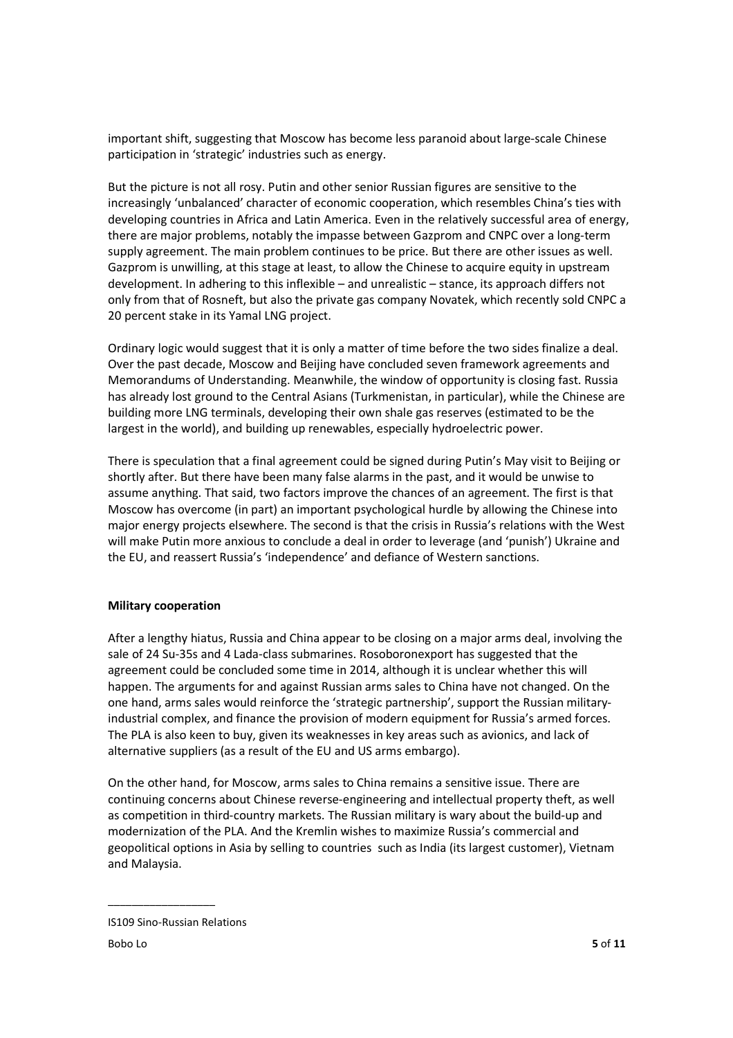important shift, suggesting that Moscow has become less paranoid about large-scale Chinese participation in 'strategic' industries such as energy.

But the picture is not all rosy. Putin and other senior Russian figures are sensitive to the increasingly 'unbalanced' character of economic cooperation, which resembles China's ties with developing countries in Africa and Latin America. Even in the relatively successful area of energy, there are major problems, notably the impasse between Gazprom and CNPC over a long-term supply agreement. The main problem continues to be price. But there are other issues as well. Gazprom is unwilling, at this stage at least, to allow the Chinese to acquire equity in upstream development. In adhering to this inflexible – and unrealistic – stance, its approach differs not only from that of Rosneft, but also the private gas company Novatek, which recently sold CNPC a 20 percent stake in its Yamal LNG project.

Ordinary logic would suggest that it is only a matter of time before the two sides finalize a deal. Over the past decade, Moscow and Beijing have concluded seven framework agreements and Memorandums of Understanding. Meanwhile, the window of opportunity is closing fast. Russia has already lost ground to the Central Asians (Turkmenistan, in particular), while the Chinese are building more LNG terminals, developing their own shale gas reserves (estimated to be the largest in the world), and building up renewables, especially hydroelectric power.

There is speculation that a final agreement could be signed during Putin's May visit to Beijing or shortly after. But there have been many false alarms in the past, and it would be unwise to assume anything. That said, two factors improve the chances of an agreement. The first is that Moscow has overcome (in part) an important psychological hurdle by allowing the Chinese into major energy projects elsewhere. The second is that the crisis in Russia's relations with the West will make Putin more anxious to conclude a deal in order to leverage (and 'punish') Ukraine and the EU, and reassert Russia's 'independence' and defiance of Western sanctions.

**Military cooperation**

After a lengthy hiatus, Russia and China appear to be closing on a major arms deal, involving the sale of 24 Su-35s and 4 Lada-class submarines. Rosoboronexport has suggested that the agreement could be concluded some time in 2014, although it is unclear whether this will happen. The arguments for and against Russian arms sales to China have not changed. On the one hand, arms sales would reinforce the 'strategic partnership', support the Russian military-industrial complex, and finance the provision of modern equipment for Russia's armed forces. The PLA is also keen to buy, given its weaknesses in key areas such as avionics, and lack of alternative suppliers (as a result of the EU and US arms embargo).

On the other hand, for Moscow, arms sales to China remains a sensitive issue. There are continuing concerns about Chinese reverse-engineering and intellectual property theft, as well as competition in third-country markets. The Russian military is wary about the build-up and modernization of the PLA. And the Kremlin wishes to maximize Russia's commercial and geopolitical options in Asia by selling to countries such as India (its largest customer), Vietnam and Malaysia.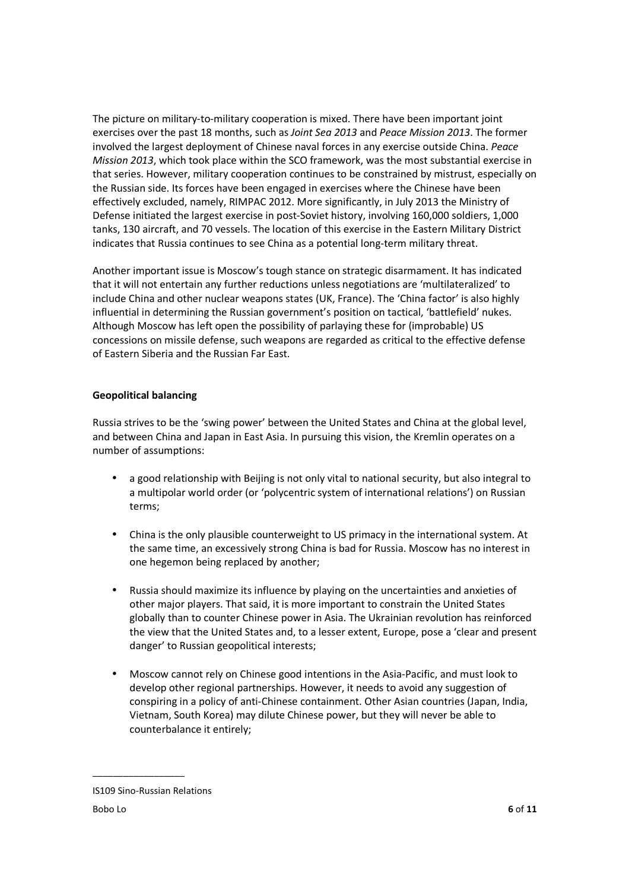The picture on military-to-military cooperation is mixed. There have been important joint exercises over the past 18 months, such as *Joint Sea 2013* and *Peace Mission 2013*. The former involved the largest deployment of Chinese naval forces in any exercise outside China. *Peace Mission 2013*, which took place within the SCO framework, was the most substantial exercise in that series. However, military cooperation continues to be constrained by mistrust, especially on the Russian side. Its forces have been engaged in exercises where the Chinese have been effectively excluded, namely, RIMPAC 2012. More significantly, in July 2013 the Ministry of Defense initiated the largest exercise in post-Soviet history, involving 160,000 soldiers, 1,000 tanks, 130 aircraft, and 70 vessels. The location of this exercise in the Eastern Military District indicates that Russia continues to see China as a potential long-term military threat.

Another important issue is Moscow's tough stance on strategic disarmament. It has indicated that it will not entertain any further reductions unless negotiations are 'multilateralized' to include China and other nuclear weapons states (UK, France). The 'China factor' is also highly influential in determining the Russian government's position on tactical, 'battlefield' nukes. Although Moscow has left open the possibility of parlaying these for (improbable) US concessions on missile defense, such weapons are regarded as critical to the effective defense of Eastern Siberia and the Russian Far East.

**Geopolitical balancing**

Russia strives to be the 'swing power' between the United States and China at the global level, and between China and Japan in East Asia. In pursuing this vision, the Kremlin operates on a number of assumptions:

- a good relationship with Beijing is not only vital to national security, but also integral to a multipolar world order (or 'polycentric system of international relations') on Russian terms;

- China is the only plausible counterweight to US primacy in the international system. At the same time, an excessively strong China is bad for Russia. Moscow has no interest in one hegemon being replaced by another;

- Russia should maximize its influence by playing on the uncertainties and anxieties of other major players. That said, it is more important to constrain the United States globally than to counter Chinese power in Asia. The Ukrainian revolution has reinforced the view that the United States and, to a lesser extent, Europe, pose a 'clear and present danger' to Russian geopolitical interests;

- Moscow cannot rely on Chinese good intentions in the Asia-Pacific, and must look to develop other regional partnerships. However, it needs to avoid any suggestion of conspiring in a policy of anti-Chinese containment. Other Asian countries (Japan, India, Vietnam, South Korea) may dilute Chinese power, but they will never be able to counterbalance it entirely;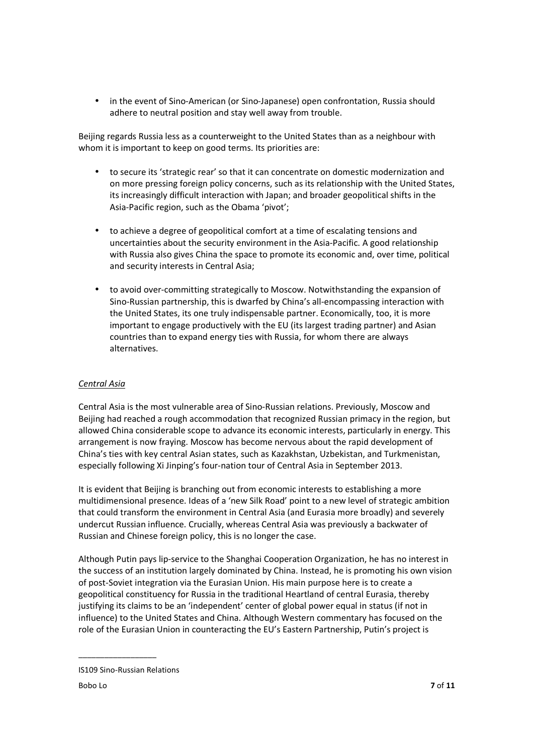- in the event of Sino-American (or Sino-Japanese) open confrontation, Russia should adhere to neutral position and stay well away from trouble.

Beijing regards Russia less as a counterweight to the United States than as a neighbour with whom it is important to keep on good terms. Its priorities are:

- to secure its 'strategic rear' so that it can concentrate on domestic modernization and on more pressing foreign policy concerns, such as its relationship with the United States, its increasingly difficult interaction with Japan; and broader geopolitical shifts in the Asia-Pacific region, such as the Obama 'pivot';

- to achieve a degree of geopolitical comfort at a time of escalating tensions and uncertainties about the security environment in the Asia-Pacific. A good relationship with Russia also gives China the space to promote its economic and, over time, political and security interests in Central Asia;

- to avoid over-committing strategically to Moscow. Notwithstanding the expansion of Sino-Russian partnership, this is dwarfed by China's all-encompassing interaction with the United States, its one truly indispensable partner. Economically, too, it is more important to engage productively with the EU (its largest trading partner) and Asian countries than to expand energy ties with Russia, for whom there are always alternatives.

_Central Asia_

Central Asia is the most vulnerable area of Sino-Russian relations. Previously, Moscow and Beijing had reached a rough accommodation that recognized Russian primacy in the region, but allowed China considerable scope to advance its economic interests, particularly in energy. This arrangement is now fraying. Moscow has become nervous about the rapid development of China's ties with key central Asian states, such as Kazakhstan, Uzbekistan, and Turkmenistan, especially following Xi Jinping's four-nation tour of Central Asia in September 2013.

It is evident that Beijing is branching out from economic interests to establishing a more multidimensional presence. Ideas of a 'new Silk Road' point to a new level of strategic ambition that could transform the environment in Central Asia (and Eurasia more broadly) and severely undercut Russian influence. Crucially, whereas Central Asia was previously a backwater of Russian and Chinese foreign policy, this is no longer the case.

Although Putin pays lip-service to the Shanghai Cooperation Organization, he has no interest in the success of an institution largely dominated by China. Instead, he is promoting his own vision of post-Soviet integration via the Eurasian Union. His main purpose here is to create a geopolitical constituency for Russia in the traditional Heartland of central Eurasia, thereby justifying its claims to be an 'independent' center of global power equal in status (if not in influence) to the United States and China. Although Western commentary has focused on the role of the Eurasian Union in counteracting the EU's Eastern Partnership, Putin's project is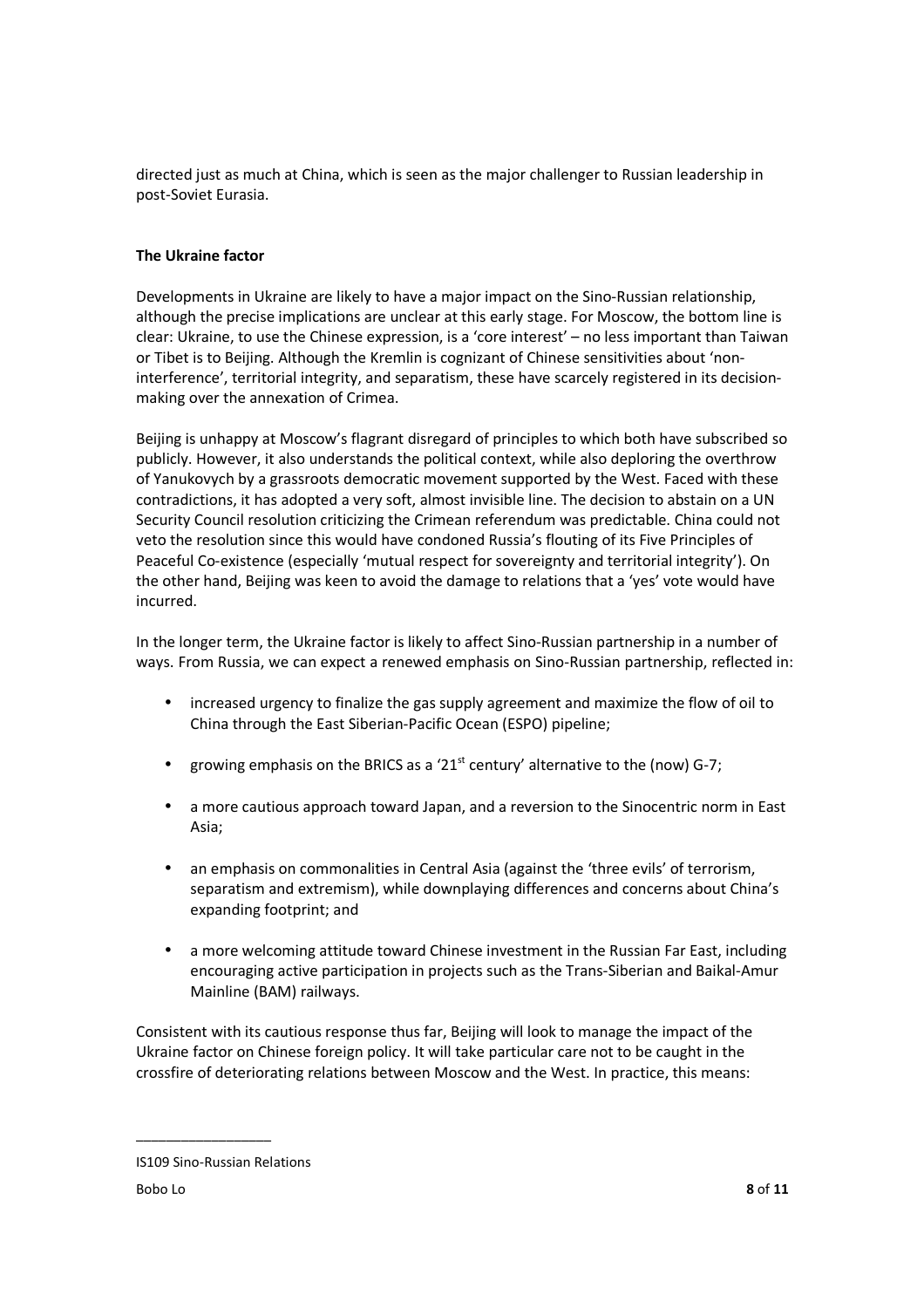directed just as much at China, which is seen as the major challenger to Russian leadership in post-Soviet Eurasia.

**The Ukraine factor**

Developments in Ukraine are likely to have a major impact on the Sino-Russian relationship, although the precise implications are unclear at this early stage. For Moscow, the bottom line is clear: Ukraine, to use the Chinese expression, is a 'core interest' – no less important than Taiwan or Tibet is to Beijing. Although the Kremlin is cognizant of Chinese sensitivities about 'non-interference', territorial integrity, and separatism, these have scarcely registered in its decision-making over the annexation of Crimea.

Beijing is unhappy at Moscow's flagrant disregard of principles to which both have subscribed so publicly. However, it also understands the political context, while also deploring the overthrow of Yanukovych by a grassroots democratic movement supported by the West. Faced with these contradictions, it has adopted a very soft, almost invisible line. The decision to abstain on a UN Security Council resolution criticizing the Crimean referendum was predictable. China could not veto the resolution since this would have condoned Russia's flouting of its Five Principles of Peaceful Co-existence (especially 'mutual respect for sovereignty and territorial integrity'). On the other hand, Beijing was keen to avoid the damage to relations that a 'yes' vote would have incurred.

In the longer term, the Ukraine factor is likely to affect Sino-Russian partnership in a number of ways. From Russia, we can expect a renewed emphasis on Sino-Russian partnership, reflected in:

- increased urgency to finalize the gas supply agreement and maximize the flow of oil to China through the East Siberian-Pacific Ocean (ESPO) pipeline;
- growing emphasis on the BRICS as a '21st century' alternative to the (now) G-7;
- a more cautious approach toward Japan, and a reversion to the Sinocentric norm in East Asia;
- an emphasis on commonalities in Central Asia (against the 'three evils' of terrorism, separatism and extremism), while downplaying differences and concerns about China's expanding footprint; and
- a more welcoming attitude toward Chinese investment in the Russian Far East, including encouraging active participation in projects such as the Trans-Siberian and Baikal-Amur Mainline (BAM) railways.

Consistent with its cautious response thus far, Beijing will look to manage the impact of the Ukraine factor on Chinese foreign policy. It will take particular care not to be caught in the crossfire of deteriorating relations between Moscow and the West. In practice, this means: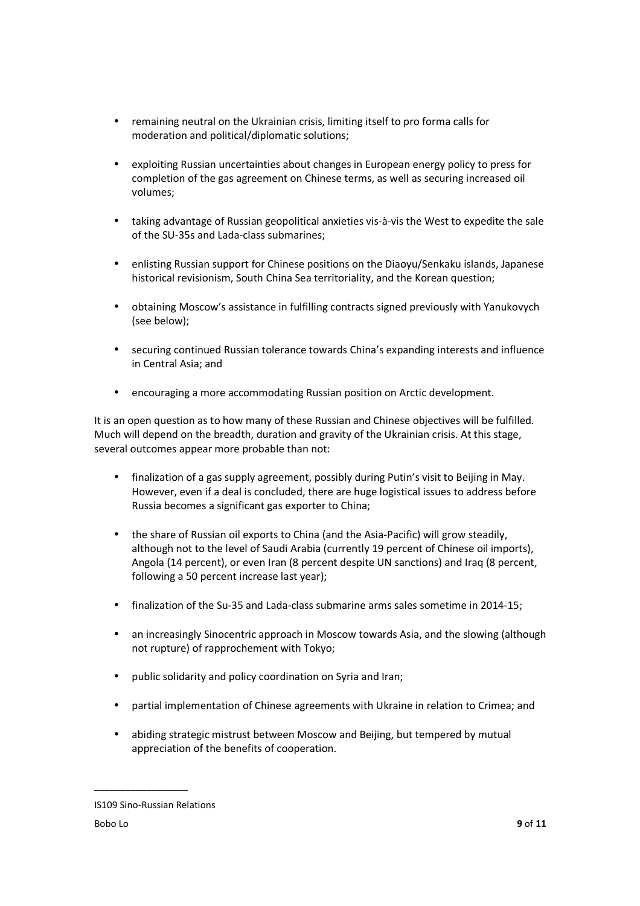- remaining neutral on the Ukrainian crisis, limiting itself to pro forma calls for moderation and political/diplomatic solutions;
- exploiting Russian uncertainties about changes in European energy policy to press for completion of the gas agreement on Chinese terms, as well as securing increased oil volumes;
- taking advantage of Russian geopolitical anxieties vis-à-vis the West to expedite the sale of the SU-35s and Lada-class submarines;
- enlisting Russian support for Chinese positions on the Diaoyu/Senkaku islands, Japanese historical revisionism, South China Sea territoriality, and the Korean question;
- obtaining Moscow's assistance in fulfilling contracts signed previously with Yanukovych (see below);
- securing continued Russian tolerance towards China's expanding interests and influence in Central Asia; and
- encouraging a more accommodating Russian position on Arctic development.

It is an open question as to how many of these Russian and Chinese objectives will be fulfilled. Much will depend on the breadth, duration and gravity of the Ukrainian crisis. At this stage, several outcomes appear more probable than not:

- finalization of a gas supply agreement, possibly during Putin's visit to Beijing in May. However, even if a deal is concluded, there are huge logistical issues to address before Russia becomes a significant gas exporter to China;
- the share of Russian oil exports to China (and the Asia-Pacific) will grow steadily, although not to the level of Saudi Arabia (currently 19 percent of Chinese oil imports), Angola (14 percent), or even Iran (8 percent despite UN sanctions) and Iraq (8 percent, following a 50 percent increase last year);
- finalization of the Su-35 and Lada-class submarine arms sales sometime in 2014-15;
- an increasingly Sinocentric approach in Moscow towards Asia, and the slowing (although not rupture) of rapprochement with Tokyo;
- public solidarity and policy coordination on Syria and Iran;
- partial implementation of Chinese agreements with Ukraine in relation to Crimea; and
- abiding strategic mistrust between Moscow and Beijing, but tempered by mutual appreciation of the benefits of cooperation.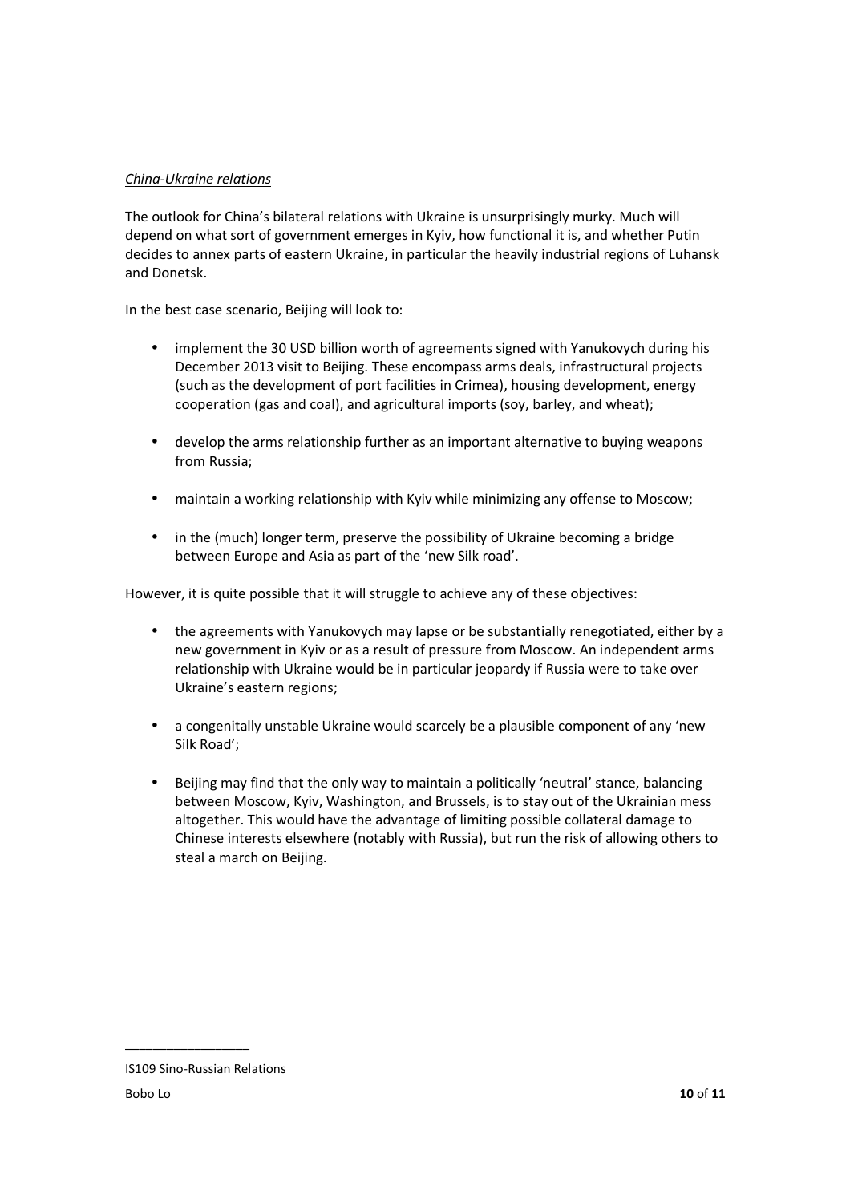*China-Ukraine relations*

The outlook for China's bilateral relations with Ukraine is unsurprisingly murky. Much will depend on what sort of government emerges in Kyiv, how functional it is, and whether Putin decides to annex parts of eastern Ukraine, in particular the heavily industrial regions of Luhansk and Donetsk.

In the best case scenario, Beijing will look to:

- implement the 30 USD billion worth of agreements signed with Yanukovych during his December 2013 visit to Beijing. These encompass arms deals, infrastructural projects (such as the development of port facilities in Crimea), housing development, energy cooperation (gas and coal), and agricultural imports (soy, barley, and wheat);
- develop the arms relationship further as an important alternative to buying weapons from Russia;
- maintain a working relationship with Kyiv while minimizing any offense to Moscow;
- in the (much) longer term, preserve the possibility of Ukraine becoming a bridge between Europe and Asia as part of the 'new Silk road'.

However, it is quite possible that it will struggle to achieve any of these objectives:

- the agreements with Yanukovych may lapse or be substantially renegotiated, either by a new government in Kyiv or as a result of pressure from Moscow. An independent arms relationship with Ukraine would be in particular jeopardy if Russia were to take over Ukraine's eastern regions;
- a congenitally unstable Ukraine would scarcely be a plausible component of any 'new Silk Road';
- Beijing may find that the only way to maintain a politically 'neutral' stance, balancing between Moscow, Kyiv, Washington, and Brussels, is to stay out of the Ukrainian mess altogether. This would have the advantage of limiting possible collateral damage to Chinese interests elsewhere (notably with Russia), but run the risk of allowing others to steal a march on Beijing.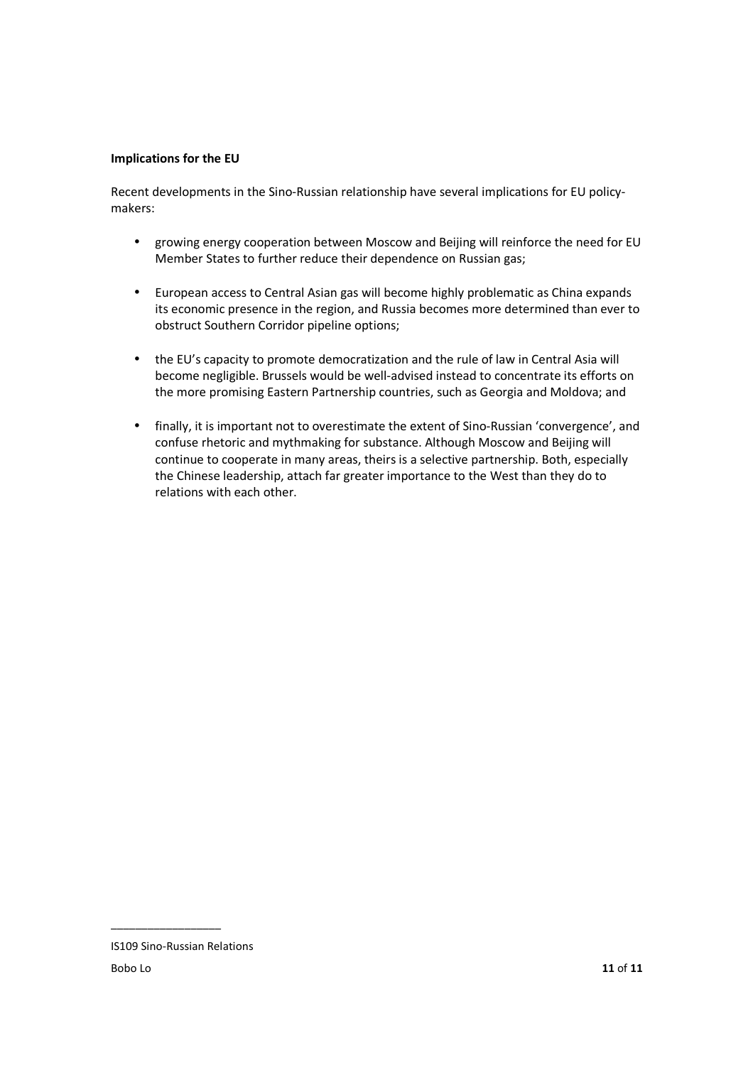**Implications for the EU**

Recent developments in the Sino-Russian relationship have several implications for EU policy-makers:

- growing energy cooperation between Moscow and Beijing will reinforce the need for EU Member States to further reduce their dependence on Russian gas;
- European access to Central Asian gas will become highly problematic as China expands its economic presence in the region, and Russia becomes more determined than ever to obstruct Southern Corridor pipeline options;
- the EU's capacity to promote democratization and the rule of law in Central Asia will become negligible. Brussels would be well-advised instead to concentrate its efforts on the more promising Eastern Partnership countries, such as Georgia and Moldova; and
- finally, it is important not to overestimate the extent of Sino-Russian 'convergence', and confuse rhetoric and mythmaking for substance. Although Moscow and Beijing will continue to cooperate in many areas, theirs is a selective partnership. Both, especially the Chinese leadership, attach far greater importance to the West than they do to relations with each other.